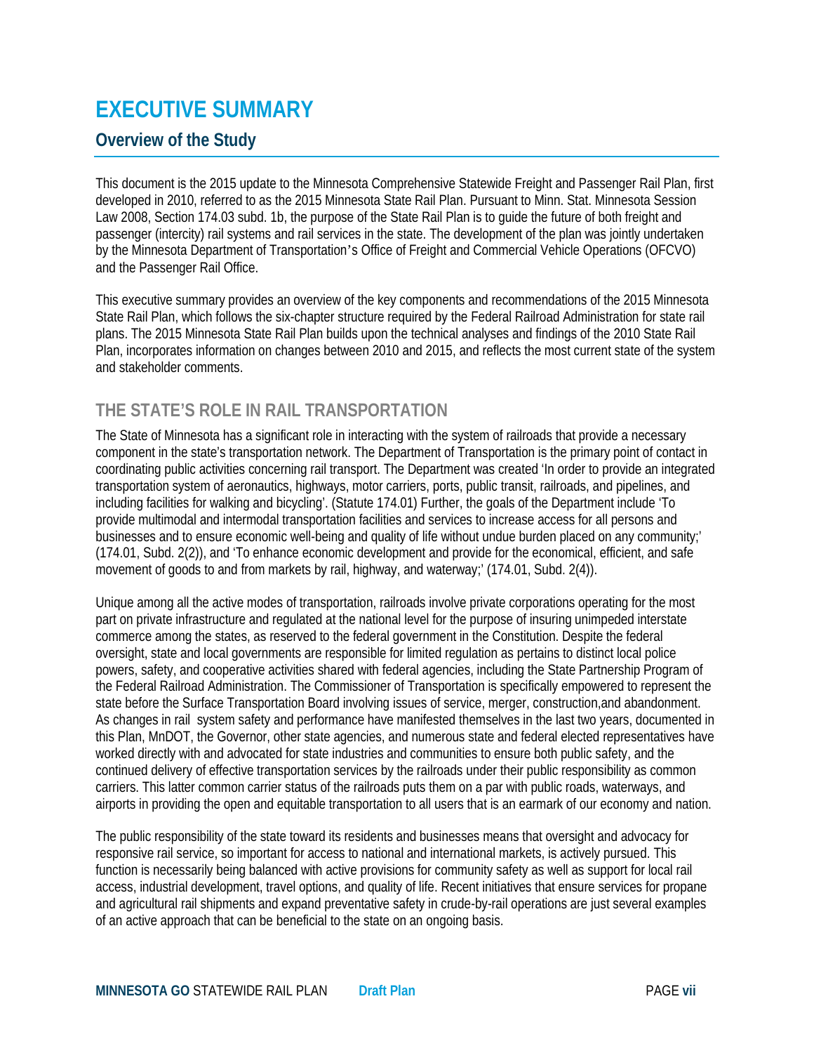# EXECUTIVE SUMMARY

## Overview of the Study

This document is the 2015 update to the Minnesota Comprehensive Statewide Freight and Passenger Rail Plan, first developed in 2010, referred to as the 2015 Minnesota State Rail Plan. Pursuant to Minn. Stat. Minnesota Session Law 2008, Section 174.03 subd. 1b, the purpose of the State Rail Plan is to guide the future of both freight and passenger (intercity) rail systems and rail services in the state. The development of the plan was jointly undertaken by the Minnesota Department of Transportation's Office of Freight and Commercial Vehicle Operations (OFCVO) and the Passenger Rail Office.

This executive summary provides an overview of the key components and recommendations of the 2015 Minnesota State Rail Plan, which follows the six-chapter structure required by the Federal Railroad Administration for state rail plans. The 2015 Minnesota State Rail Plan builds upon the technical analyses and findings of the 2010 State Rail Plan, incorporates information on changes between 2010 and 2015, and reflects the most current state of the system and stakeholder comments.

### THE STATE'S ROLE IN RAIL TRANSPORTATION

The State of Minnesota has a significant role in interacting with the system of railroads that provide a necessary component in the state's transportation network. The Department of Transportation is the primary point of contact in coordinating public activities concerning rail transport. The Department was created 'In order to provide an integrated transportation system of aeronautics, highways, motor carriers, ports, public transit, railroads, and pipelines, and including facilities for walking and bicycling'. (Statute 174.01) Further, the goals of the Department include 'To provide multimodal and intermodal transportation facilities and services to increase access for all persons and businesses and to ensure economic well-being and quality of life without undue burden placed on any community;' (174.01, Subd. 2(2)), and 'To enhance economic development and provide for the economical, efficient, and safe movement of goods to and from markets by rail, highway, and waterway;' (174.01, Subd. 2(4)).

Unique among all the active modes of transportation, railroads involve private corporations operating for the most part on private infrastructure and regulated at the national level for the purpose of insuring unimpeded interstate commerce among the states, as reserved to the federal government in the Constitution. Despite the federal oversight, state and local governments are responsible for limited regulation as pertains to distinct local police powers, safety, and cooperative activities shared with federal agencies, including the State Partnership Program of the Federal Railroad Administration. The Commissioner of Transportation is specifically empowered to represent the state before the Surface Transportation Board involving issues of service, merger, construction,and abandonment. As changes in rail system safety and performance have manifested themselves in the last two years, documented in this Plan, MnDOT, the Governor, other state agencies, and numerous state and federal elected representatives have worked directly with and advocated for state industries and communities to ensure both public safety, and the continued delivery of effective transportation services by the railroads under their public responsibility as common carriers. This latter common carrier status of the railroads puts them on a par with public roads, waterways, and airports in providing the open and equitable transportation to all users that is an earmark of our economy and nation.

The public responsibility of the state toward its residents and businesses means that oversight and advocacy for responsive rail service, so important for access to national and international markets, is actively pursued. This function is necessarily being balanced with active provisions for community safety as well as support for local rail access, industrial development, travel options, and quality of life. Recent initiatives that ensure services for propane and agricultural rail shipments and expand preventative safety in crude-by-rail operations are just several examples of an active approach that can be beneficial to the state on an ongoing basis.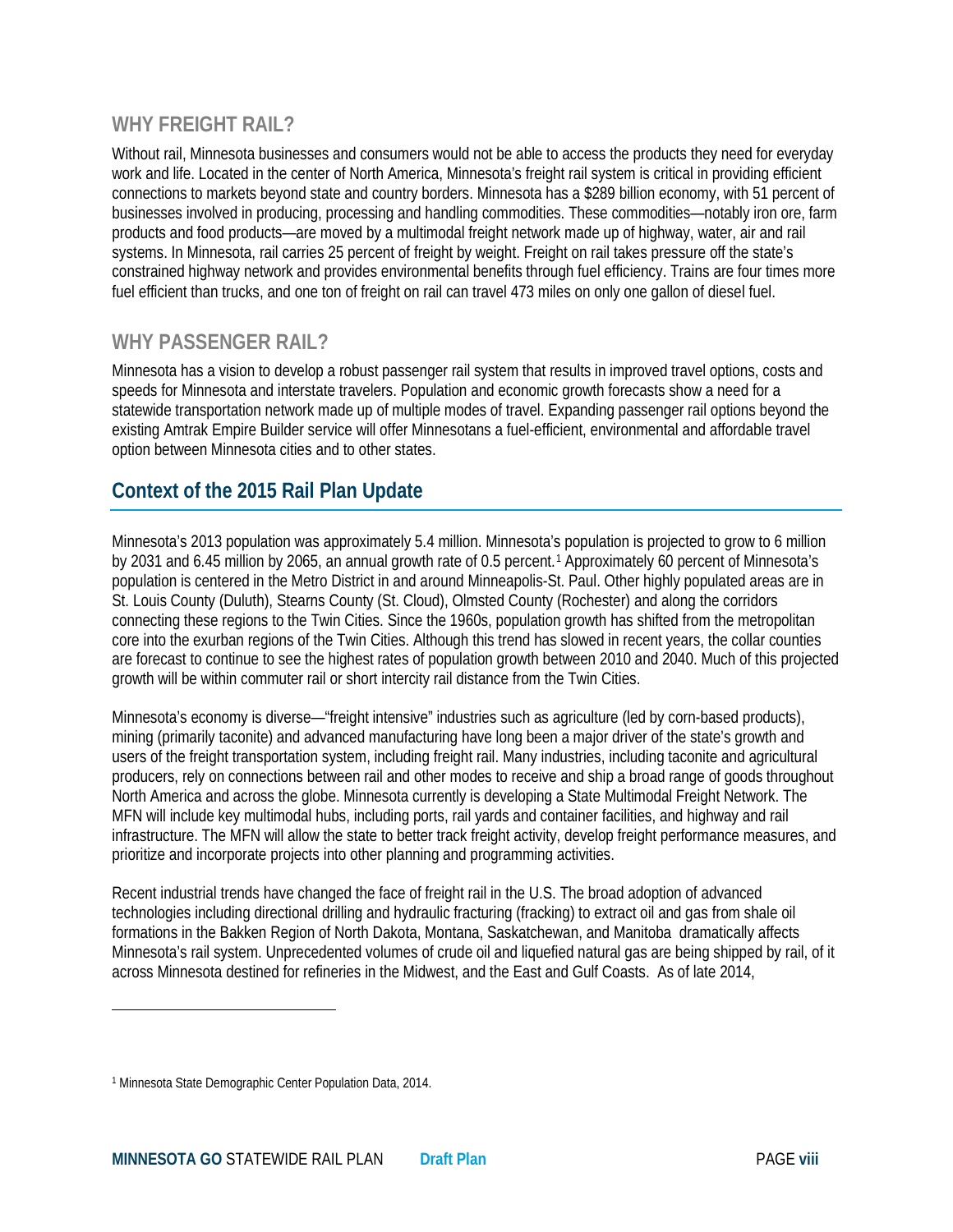## WHY FREIGHT RAIL?

Without rail, Minnesota businesses and consumers would not be able to access the products they need for everyday work and life. Located in the center of North America, Minnesota's freight rail system is critical in providing efficient connections to markets beyond state and country borders. Minnesota has a $289 billion economy, with 51 percent of businesses involved in producing, processing and handling commodities. These commodities—notably iron ore, farm products and food products—are moved by a multimodal freight network made up of highway, water, air and rail systems. In Minnesota, rail carries 25 percent of freight by weight. Freight on rail takes pressure off the state's constrained highway network and provides environmental benefits through fuel efficiency. Trains are four times more fuel efficient than trucks, and one ton of freight on rail can travel 473 miles on only one gallon of diesel fuel.

## WHY PASSENGER RAIL?

Minnesota has a vision to develop a robust passenger rail system that results in improved travel options, costs and speeds for Minnesota and interstate travelers. Population and economic growth forecasts show a need for a statewide transportation network made up of multiple modes of travel. Expanding passenger rail options beyond the existing Amtrak Empire Builder service will offer Minnesotans a fuel-efficient, environmental and affordable travel option between Minnesota cities and to other states.

# Context of the 2015 Rail Plan Update

Minnesota's 2013 population was approximately 5.4 million. Minnesota's population is projected to grow to 6 million by 2031 and 6.45 million by 2065, an annual growth rate of 0.5 percent.[1] Approximately 60 percent of Minnesota's population is centered in the Metro District in and around Minneapolis-St. Paul. Other highly populated areas are in St. Louis County (Duluth), Stearns County (St. Cloud), Olmsted County (Rochester) and along the corridors connecting these regions to the Twin Cities. Since the 1960s, population growth has shifted from the metropolitan core into the exurban regions of the Twin Cities. Although this trend has slowed in recent years, the collar counties are forecast to continue to see the highest rates of population growth between 2010 and 2040. Much of this projected growth will be within commuter rail or short intercity rail distance from the Twin Cities.

Minnesota's economy is diverse—"freight intensive" industries such as agriculture (led by corn-based products), mining (primarily taconite) and advanced manufacturing have long been a major driver of the state's growth and users of the freight transportation system, including freight rail. Many industries, including taconite and agricultural producers, rely on connections between rail and other modes to receive and ship a broad range of goods throughout North America and across the globe. Minnesota currently is developing a State Multimodal Freight Network. The MFN will include key multimodal hubs, including ports, rail yards and container facilities, and highway and rail infrastructure. The MFN will allow the state to better track freight activity, develop freight performance measures, and prioritize and incorporate projects into other planning and programming activities.

Recent industrial trends have changed the face of freight rail in the U.S. The broad adoption of advanced technologies including directional drilling and hydraulic fracturing (fracking) to extract oil and gas from shale oil formations in the Bakken Region of North Dakota, Montana, Saskatchewan, and Manitoba dramatically affects Minnesota's rail system. Unprecedented volumes of crude oil and liquefied natural gas are being shipped by rail, of it across Minnesota destined for refineries in the Midwest, and the East and Gulf Coasts. As of late 2014,

---

[1] Minnesota State Demographic Center Population Data, 2014.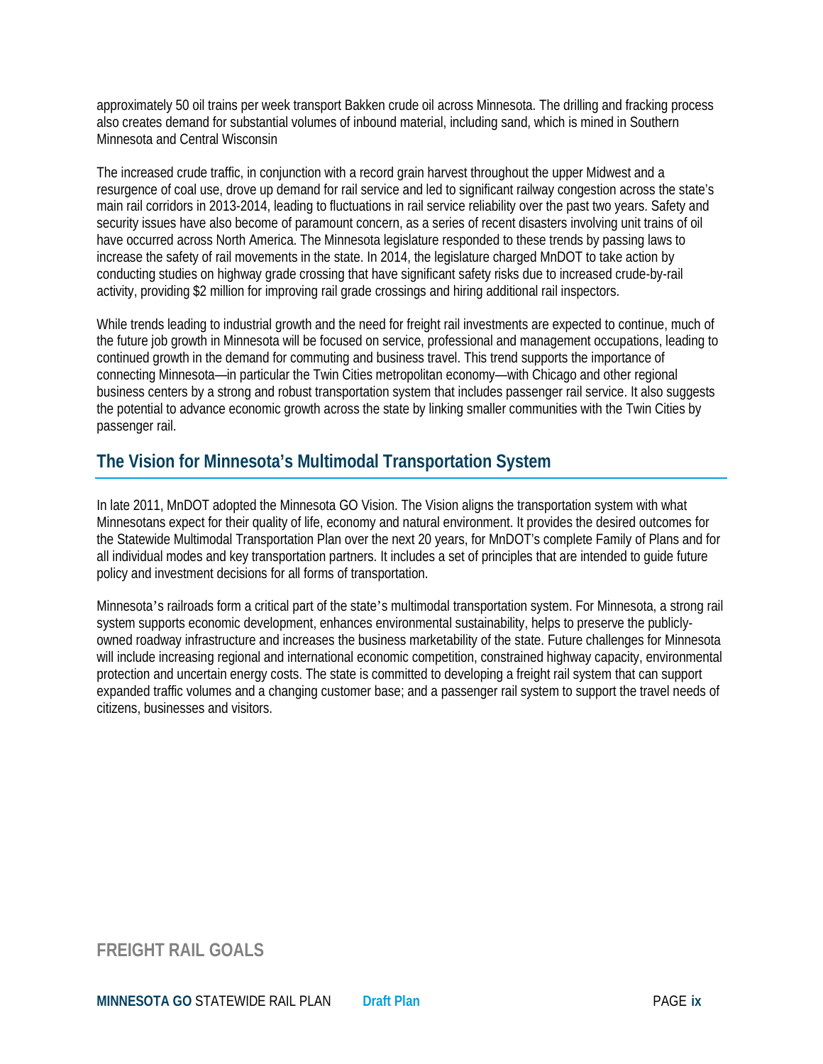approximately 50 oil trains per week transport Bakken crude oil across Minnesota. The drilling and fracking process also creates demand for substantial volumes of inbound material, including sand, which is mined in Southern Minnesota and Central Wisconsin

The increased crude traffic, in conjunction with a record grain harvest throughout the upper Midwest and a resurgence of coal use, drove up demand for rail service and led to significant railway congestion across the state's main rail corridors in 2013-2014, leading to fluctuations in rail service reliability over the past two years. Safety and security issues have also become of paramount concern, as a series of recent disasters involving unit trains of oil have occurred across North America. The Minnesota legislature responded to these trends by passing laws to increase the safety of rail movements in the state. In 2014, the legislature charged MnDOT to take action by conducting studies on highway grade crossing that have significant safety risks due to increased crude-by-rail activity, providing $2 million for improving rail grade crossings and hiring additional rail inspectors.

While trends leading to industrial growth and the need for freight rail investments are expected to continue, much of the future job growth in Minnesota will be focused on service, professional and management occupations, leading to continued growth in the demand for commuting and business travel. This trend supports the importance of connecting Minnesota—in particular the Twin Cities metropolitan economy—with Chicago and other regional business centers by a strong and robust transportation system that includes passenger rail service. It also suggests the potential to advance economic growth across the state by linking smaller communities with the Twin Cities by passenger rail.

## The Vision for Minnesota's Multimodal Transportation System

In late 2011, MnDOT adopted the Minnesota GO Vision. The Vision aligns the transportation system with what Minnesotans expect for their quality of life, economy and natural environment. It provides the desired outcomes for the Statewide Multimodal Transportation Plan over the next 20 years, for MnDOT's complete Family of Plans and for all individual modes and key transportation partners. It includes a set of principles that are intended to guide future policy and investment decisions for all forms of transportation.

Minnesota's railroads form a critical part of the state's multimodal transportation system. For Minnesota, a strong rail system supports economic development, enhances environmental sustainability, helps to preserve the publicly-owned roadway infrastructure and increases the business marketability of the state. Future challenges for Minnesota will include increasing regional and international economic competition, constrained highway capacity, environmental protection and uncertain energy costs. The state is committed to developing a freight rail system that can support expanded traffic volumes and a changing customer base; and a passenger rail system to support the travel needs of citizens, businesses and visitors.

### FREIGHT RAIL GOALS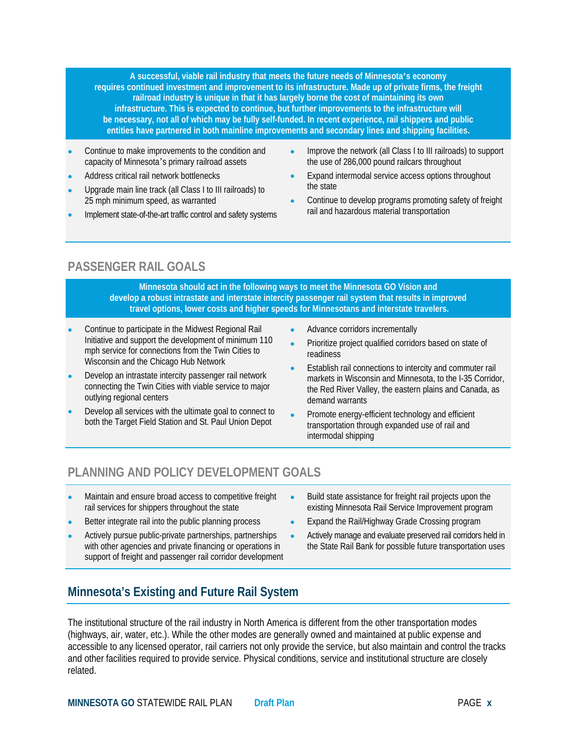**A successful, viable rail industry that meets the future needs of Minnesota's economy requires continued investment and improvement to its infrastructure. Made up of private firms, the freight railroad industry is unique in that it has largely borne the cost of maintaining its own infrastructure. This is expected to continue, but further improvements to the infrastructure will be necessary, not all of which may be fully self-funded. In recent experience, rail shippers and public entities have partnered in both mainline improvements and secondary lines and shipping facilities.**

- Continue to make improvements to the condition and capacity of Minnesota's primary railroad assets
- Address critical rail network bottlenecks
- Upgrade main line track (all Class I to III railroads) to 25 mph minimum speed, as warranted
- Implement state-of-the-art traffic control and safety systems
- Improve the network (all Class I to III railroads) to support the use of 286,000 pound railcars throughout
- Expand intermodal service access options throughout the state
- Continue to develop programs promoting safety of freight rail and hazardous material transportation

## PASSENGER RAIL GOALS

**Minnesota should act in the following ways to meet the Minnesota GO Vision and develop a robust intrastate and interstate intercity passenger rail system that results in improved travel options, lower costs and higher speeds for Minnesotans and interstate travelers.**

- Continue to participate in the Midwest Regional Rail Initiative and support the development of minimum 110 mph service for connections from the Twin Cities to Wisconsin and the Chicago Hub Network
- Develop an intrastate intercity passenger rail network connecting the Twin Cities with viable service to major outlying regional centers
- Develop all services with the ultimate goal to connect to both the Target Field Station and St. Paul Union Depot
- Advance corridors incrementally
- Prioritize project qualified corridors based on state of readiness
- Establish rail connections to intercity and commuter rail markets in Wisconsin and Minnesota, to the I-35 Corridor, the Red River Valley, the eastern plains and Canada, as demand warrants
- Promote energy-efficient technology and efficient transportation through expanded use of rail and intermodal shipping

## PLANNING AND POLICY DEVELOPMENT GOALS

- Maintain and ensure broad access to competitive freight rail services for shippers throughout the state
- Better integrate rail into the public planning process
- Actively pursue public-private partnerships, partnerships with other agencies and private financing or operations in support of freight and passenger rail corridor development
- Build state assistance for freight rail projects upon the existing Minnesota Rail Service Improvement program
- Expand the Rail/Highway Grade Crossing program
- Actively manage and evaluate preserved rail corridors held in the State Rail Bank for possible future transportation uses

## Minnesota's Existing and Future Rail System

The institutional structure of the rail industry in North America is different from the other transportation modes (highways, air, water, etc.). While the other modes are generally owned and maintained at public expense and accessible to any licensed operator, rail carriers not only provide the service, but also maintain and control the tracks and other facilities required to provide service. Physical conditions, service and institutional structure are closely related.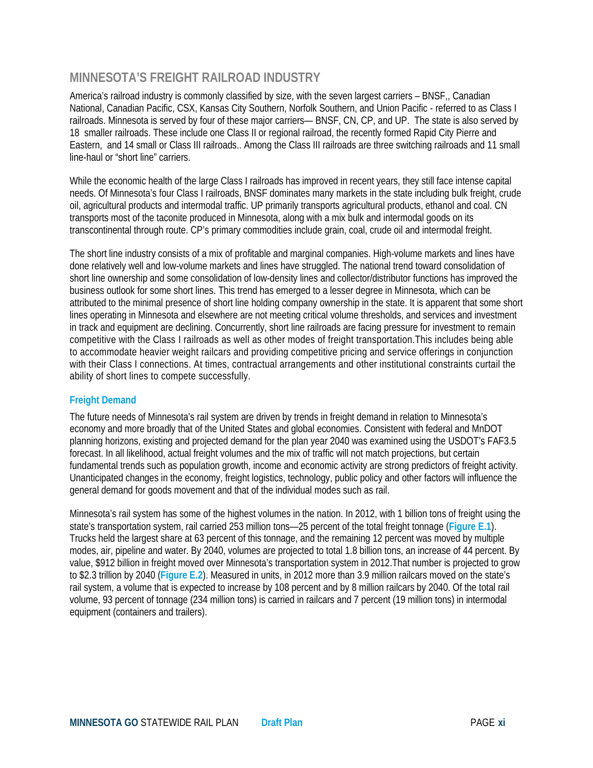## MINNESOTA'S FREIGHT RAILROAD INDUSTRY

America's railroad industry is commonly classified by size, with the seven largest carriers – BNSF,, Canadian National, Canadian Pacific, CSX, Kansas City Southern, Norfolk Southern, and Union Pacific - referred to as Class I railroads. Minnesota is served by four of these major carriers— BNSF, CN, CP, and UP. The state is also served by 18 smaller railroads. These include one Class II or regional railroad, the recently formed Rapid City Pierre and Eastern, and 14 small or Class III railroads.. Among the Class III railroads are three switching railroads and 11 small line-haul or "short line" carriers.

While the economic health of the large Class I railroads has improved in recent years, they still face intense capital needs. Of Minnesota's four Class I railroads, BNSF dominates many markets in the state including bulk freight, crude oil, agricultural products and intermodal traffic. UP primarily transports agricultural products, ethanol and coal. CN transports most of the taconite produced in Minnesota, along with a mix bulk and intermodal goods on its transcontinental through route. CP's primary commodities include grain, coal, crude oil and intermodal freight.

The short line industry consists of a mix of profitable and marginal companies. High-volume markets and lines have done relatively well and low-volume markets and lines have struggled. The national trend toward consolidation of short line ownership and some consolidation of low-density lines and collector/distributor functions has improved the business outlook for some short lines. This trend has emerged to a lesser degree in Minnesota, which can be attributed to the minimal presence of short line holding company ownership in the state. It is apparent that some short lines operating in Minnesota and elsewhere are not meeting critical volume thresholds, and services and investment in track and equipment are declining. Concurrently, short line railroads are facing pressure for investment to remain competitive with the Class I railroads as well as other modes of freight transportation.This includes being able to accommodate heavier weight railcars and providing competitive pricing and service offerings in conjunction with their Class I connections. At times, contractual arrangements and other institutional constraints curtail the ability of short lines to compete successfully.

### Freight Demand

The future needs of Minnesota's rail system are driven by trends in freight demand in relation to Minnesota's economy and more broadly that of the United States and global economies. Consistent with federal and MnDOT planning horizons, existing and projected demand for the plan year 2040 was examined using the USDOT's FAF3.5 forecast. In all likelihood, actual freight volumes and the mix of traffic will not match projections, but certain fundamental trends such as population growth, income and economic activity are strong predictors of freight activity. Unanticipated changes in the economy, freight logistics, technology, public policy and other factors will influence the general demand for goods movement and that of the individual modes such as rail.

Minnesota's rail system has some of the highest volumes in the nation. In 2012, with 1 billion tons of freight using the state's transportation system, rail carried 253 million tons—25 percent of the total freight tonnage (**Figure E.1**). Trucks held the largest share at 63 percent of this tonnage, and the remaining 12 percent was moved by multiple modes, air, pipeline and water. By 2040, volumes are projected to total 1.8 billion tons, an increase of 44 percent. By value, $912 billion in freight moved over Minnesota's transportation system in 2012.That number is projected to grow to $2.3 trillion by 2040 (**Figure E.2**). Measured in units, in 2012 more than 3.9 million railcars moved on the state's rail system, a volume that is expected to increase by 108 percent and by 8 million railcars by 2040. Of the total rail volume, 93 percent of tonnage (234 million tons) is carried in railcars and 7 percent (19 million tons) in intermodal equipment (containers and trailers).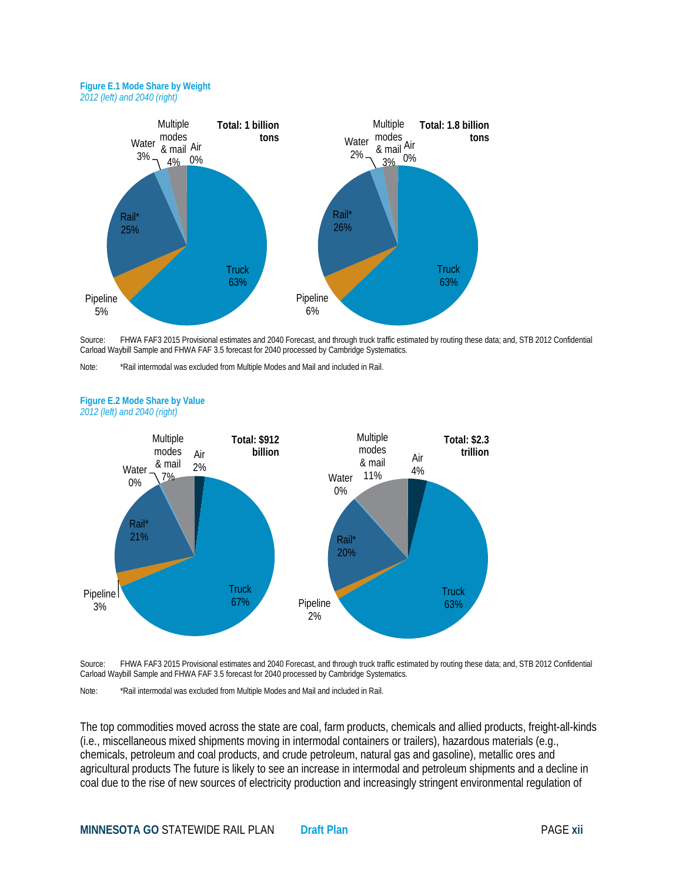**Figure E.1 Mode Share by Weight**

*2012 (left) and 2040 (right)*

| Mode | 2012 | 2040 |
|---|---|---|
| Truck | 63% | 63% |
| Rail* | 25% | 26% |
| Pipeline | 5% | 6% |
| Water | 3% | 2% |
| Multiple modes & mail | 4% | 3% |
| Air | 0% | 0% |
| **Total** | **1 billion tons** | **1.8 billion tons** |

Source: FHWA FAF3 2015 Provisional estimates and 2040 Forecast, and through truck traffic estimated by routing these data; and, STB 2012 Confidential Carload Waybill Sample and FHWA FAF 3.5 forecast for 2040 processed by Cambridge Systematics.

Note: *Rail intermodal was excluded from Multiple Modes and Mail and included in Rail.

**Figure E.2 Mode Share by Value**

*2012 (left) and 2040 (right)*

| Mode | 2012 | 2040 |
|---|---|---|
| Truck | 67% | 63% |
| Rail* | 21% | 20% |
| Pipeline | 3% | 2% |
| Water | 0% | 0% |
| Multiple modes & mail | 7% | 11% |
| Air | 2% | 4% |
| **Total** | **$912 billion** | **$2.3 trillion** |

Source: FHWA FAF3 2015 Provisional estimates and 2040 Forecast, and through truck traffic estimated by routing these data; and, STB 2012 Confidential Carload Waybill Sample and FHWA FAF 3.5 forecast for 2040 processed by Cambridge Systematics.

Note: *Rail intermodal was excluded from Multiple Modes and Mail and included in Rail.

The top commodities moved across the state are coal, farm products, chemicals and allied products, freight-all-kinds (i.e., miscellaneous mixed shipments moving in intermodal containers or trailers), hazardous materials (e.g., chemicals, petroleum and coal products, and crude petroleum, natural gas and gasoline), metallic ores and agricultural products The future is likely to see an increase in intermodal and petroleum shipments and a decline in coal due to the rise of new sources of electricity production and increasingly stringent environmental regulation of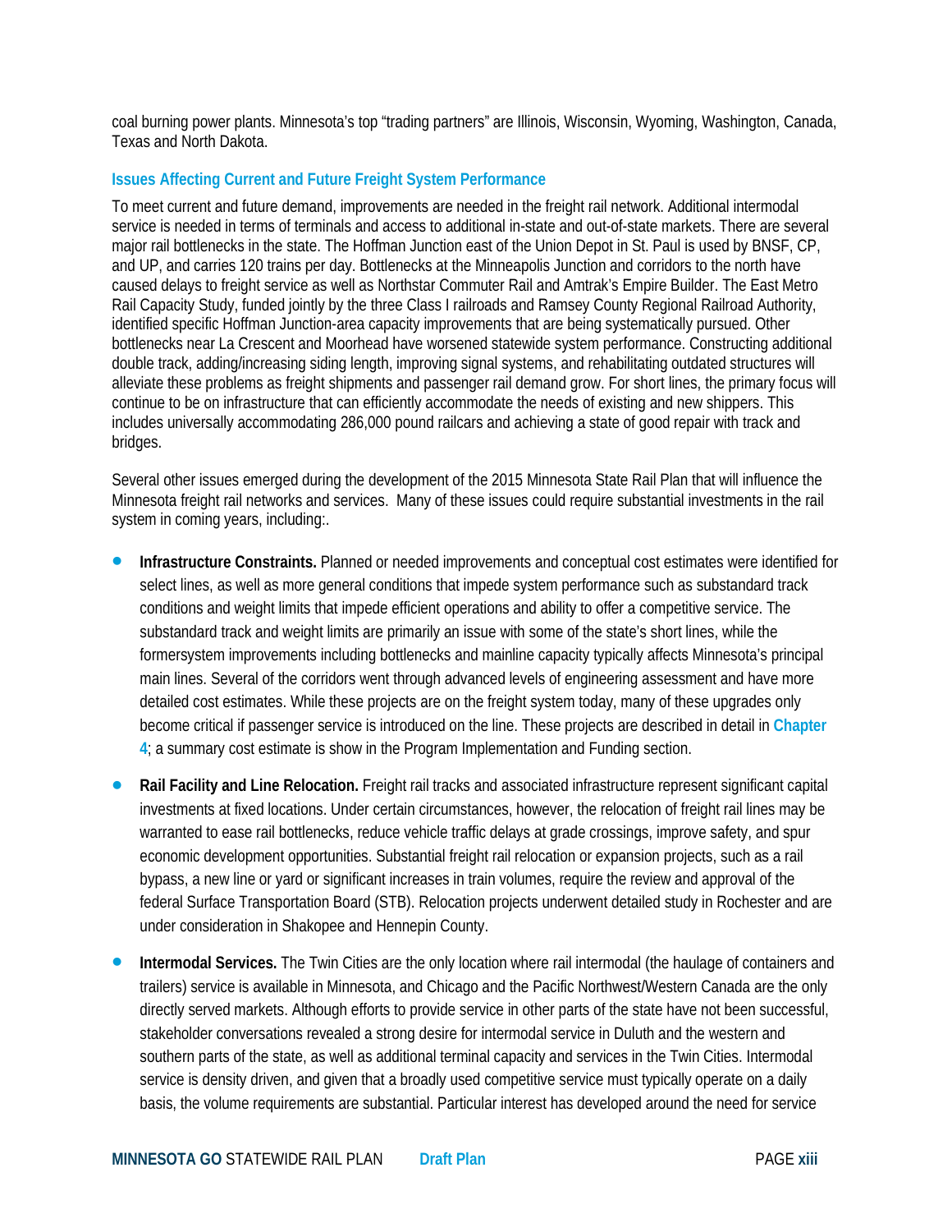coal burning power plants. Minnesota's top "trading partners" are Illinois, Wisconsin, Wyoming, Washington, Canada, Texas and North Dakota.

### Issues Affecting Current and Future Freight System Performance

To meet current and future demand, improvements are needed in the freight rail network. Additional intermodal service is needed in terms of terminals and access to additional in-state and out-of-state markets. There are several major rail bottlenecks in the state. The Hoffman Junction east of the Union Depot in St. Paul is used by BNSF, CP, and UP, and carries 120 trains per day. Bottlenecks at the Minneapolis Junction and corridors to the north have caused delays to freight service as well as Northstar Commuter Rail and Amtrak's Empire Builder. The East Metro Rail Capacity Study, funded jointly by the three Class I railroads and Ramsey County Regional Railroad Authority, identified specific Hoffman Junction-area capacity improvements that are being systematically pursued. Other bottlenecks near La Crescent and Moorhead have worsened statewide system performance. Constructing additional double track, adding/increasing siding length, improving signal systems, and rehabilitating outdated structures will alleviate these problems as freight shipments and passenger rail demand grow. For short lines, the primary focus will continue to be on infrastructure that can efficiently accommodate the needs of existing and new shippers. This includes universally accommodating 286,000 pound railcars and achieving a state of good repair with track and bridges.

Several other issues emerged during the development of the 2015 Minnesota State Rail Plan that will influence the Minnesota freight rail networks and services. Many of these issues could require substantial investments in the rail system in coming years, including:.

- **Infrastructure Constraints.** Planned or needed improvements and conceptual cost estimates were identified for select lines, as well as more general conditions that impede system performance such as substandard track conditions and weight limits that impede efficient operations and ability to offer a competitive service. The substandard track and weight limits are primarily an issue with some of the state's short lines, while the formersystem improvements including bottlenecks and mainline capacity typically affects Minnesota's principal main lines. Several of the corridors went through advanced levels of engineering assessment and have more detailed cost estimates. While these projects are on the freight system today, many of these upgrades only become critical if passenger service is introduced on the line. These projects are described in detail in Chapter 4; a summary cost estimate is show in the Program Implementation and Funding section.
- **Rail Facility and Line Relocation.** Freight rail tracks and associated infrastructure represent significant capital investments at fixed locations. Under certain circumstances, however, the relocation of freight rail lines may be warranted to ease rail bottlenecks, reduce vehicle traffic delays at grade crossings, improve safety, and spur economic development opportunities. Substantial freight rail relocation or expansion projects, such as a rail bypass, a new line or yard or significant increases in train volumes, require the review and approval of the federal Surface Transportation Board (STB). Relocation projects underwent detailed study in Rochester and are under consideration in Shakopee and Hennepin County.
- **Intermodal Services.** The Twin Cities are the only location where rail intermodal (the haulage of containers and trailers) service is available in Minnesota, and Chicago and the Pacific Northwest/Western Canada are the only directly served markets. Although efforts to provide service in other parts of the state have not been successful, stakeholder conversations revealed a strong desire for intermodal service in Duluth and the western and southern parts of the state, as well as additional terminal capacity and services in the Twin Cities. Intermodal service is density driven, and given that a broadly used competitive service must typically operate on a daily basis, the volume requirements are substantial. Particular interest has developed around the need for service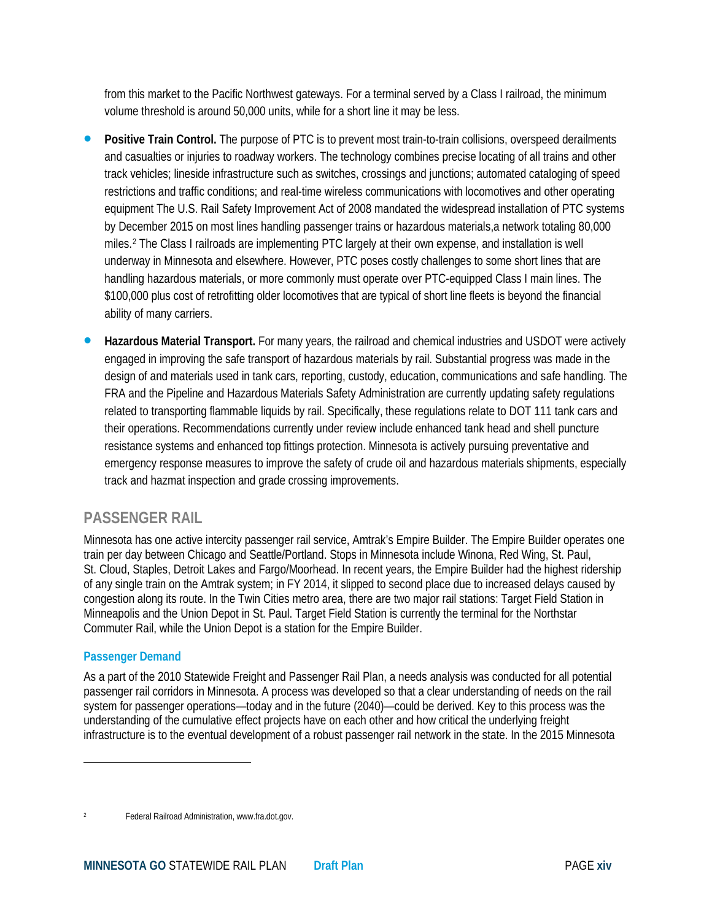from this market to the Pacific Northwest gateways. For a terminal served by a Class I railroad, the minimum volume threshold is around 50,000 units, while for a short line it may be less.

- **Positive Train Control.** The purpose of PTC is to prevent most train-to-train collisions, overspeed derailments and casualties or injuries to roadway workers. The technology combines precise locating of all trains and other track vehicles; lineside infrastructure such as switches, crossings and junctions; automated cataloging of speed restrictions and traffic conditions; and real-time wireless communications with locomotives and other operating equipment The U.S. Rail Safety Improvement Act of 2008 mandated the widespread installation of PTC systems by December 2015 on most lines handling passenger trains or hazardous materials,a network totaling 80,000 miles.[2] The Class I railroads are implementing PTC largely at their own expense, and installation is well underway in Minnesota and elsewhere. However, PTC poses costly challenges to some short lines that are handling hazardous materials, or more commonly must operate over PTC-equipped Class I main lines. The $100,000 plus cost of retrofitting older locomotives that are typical of short line fleets is beyond the financial ability of many carriers.

- **Hazardous Material Transport.** For many years, the railroad and chemical industries and USDOT were actively engaged in improving the safe transport of hazardous materials by rail. Substantial progress was made in the design of and materials used in tank cars, reporting, custody, education, communications and safe handling. The FRA and the Pipeline and Hazardous Materials Safety Administration are currently updating safety regulations related to transporting flammable liquids by rail. Specifically, these regulations relate to DOT 111 tank cars and their operations. Recommendations currently under review include enhanced tank head and shell puncture resistance systems and enhanced top fittings protection. Minnesota is actively pursuing preventative and emergency response measures to improve the safety of crude oil and hazardous materials shipments, especially track and hazmat inspection and grade crossing improvements.

## PASSENGER RAIL

Minnesota has one active intercity passenger rail service, Amtrak's Empire Builder. The Empire Builder operates one train per day between Chicago and Seattle/Portland. Stops in Minnesota include Winona, Red Wing, St. Paul, St. Cloud, Staples, Detroit Lakes and Fargo/Moorhead. In recent years, the Empire Builder had the highest ridership of any single train on the Amtrak system; in FY 2014, it slipped to second place due to increased delays caused by congestion along its route. In the Twin Cities metro area, there are two major rail stations: Target Field Station in Minneapolis and the Union Depot in St. Paul. Target Field Station is currently the terminal for the Northstar Commuter Rail, while the Union Depot is a station for the Empire Builder.

### Passenger Demand

As a part of the 2010 Statewide Freight and Passenger Rail Plan, a needs analysis was conducted for all potential passenger rail corridors in Minnesota. A process was developed so that a clear understanding of needs on the rail system for passenger operations—today and in the future (2040)—could be derived. Key to this process was the understanding of the cumulative effect projects have on each other and how critical the underlying freight infrastructure is to the eventual development of a robust passenger rail network in the state. In the 2015 Minnesota

---

[2] Federal Railroad Administration, www.fra.dot.gov.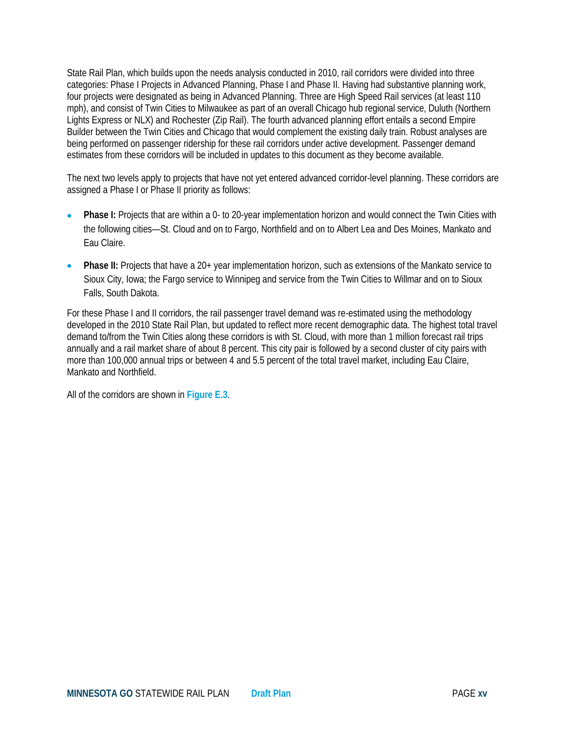State Rail Plan, which builds upon the needs analysis conducted in 2010, rail corridors were divided into three categories: Phase I Projects in Advanced Planning, Phase I and Phase II. Having had substantive planning work, four projects were designated as being in Advanced Planning. Three are High Speed Rail services (at least 110 mph), and consist of Twin Cities to Milwaukee as part of an overall Chicago hub regional service, Duluth (Northern Lights Express or NLX) and Rochester (Zip Rail). The fourth advanced planning effort entails a second Empire Builder between the Twin Cities and Chicago that would complement the existing daily train. Robust analyses are being performed on passenger ridership for these rail corridors under active development. Passenger demand estimates from these corridors will be included in updates to this document as they become available.

The next two levels apply to projects that have not yet entered advanced corridor-level planning. These corridors are assigned a Phase I or Phase II priority as follows:

- **Phase I:** Projects that are within a 0- to 20-year implementation horizon and would connect the Twin Cities with the following cities—St. Cloud and on to Fargo, Northfield and on to Albert Lea and Des Moines, Mankato and Eau Claire.
- **Phase II:** Projects that have a 20+ year implementation horizon, such as extensions of the Mankato service to Sioux City, Iowa; the Fargo service to Winnipeg and service from the Twin Cities to Willmar and on to Sioux Falls, South Dakota.

For these Phase I and II corridors, the rail passenger travel demand was re-estimated using the methodology developed in the 2010 State Rail Plan, but updated to reflect more recent demographic data. The highest total travel demand to/from the Twin Cities along these corridors is with St. Cloud, with more than 1 million forecast rail trips annually and a rail market share of about 8 percent. This city pair is followed by a second cluster of city pairs with more than 100,000 annual trips or between 4 and 5.5 percent of the total travel market, including Eau Claire, Mankato and Northfield.

All of the corridors are shown in **Figure E.3**.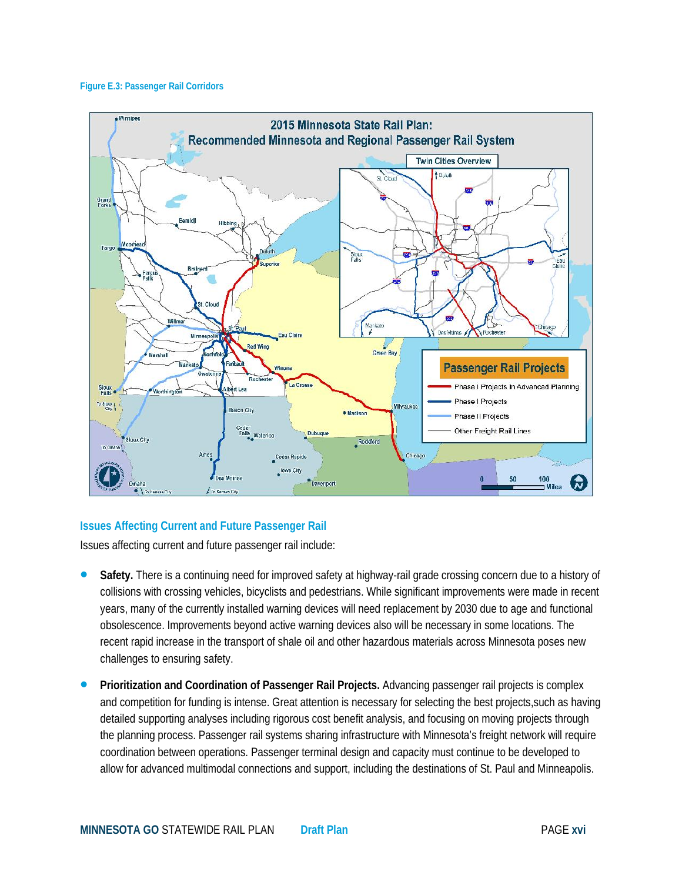**Figure E.3: Passenger Rail Corridors**

## Issues Affecting Current and Future Passenger Rail

Issues affecting current and future passenger rail include:

- **Safety.** There is a continuing need for improved safety at highway-rail grade crossing concern due to a history of collisions with crossing vehicles, bicyclists and pedestrians. While significant improvements were made in recent years, many of the currently installed warning devices will need replacement by 2030 due to age and functional obsolescence. Improvements beyond active warning devices also will be necessary in some locations. The recent rapid increase in the transport of shale oil and other hazardous materials across Minnesota poses new challenges to ensuring safety.

- **Prioritization and Coordination of Passenger Rail Projects.** Advancing passenger rail projects is complex and competition for funding is intense. Great attention is necessary for selecting the best projects,such as having detailed supporting analyses including rigorous cost benefit analysis, and focusing on moving projects through the planning process. Passenger rail systems sharing infrastructure with Minnesota's freight network will require coordination between operations. Passenger terminal design and capacity must continue to be developed to allow for advanced multimodal connections and support, including the destinations of St. Paul and Minneapolis.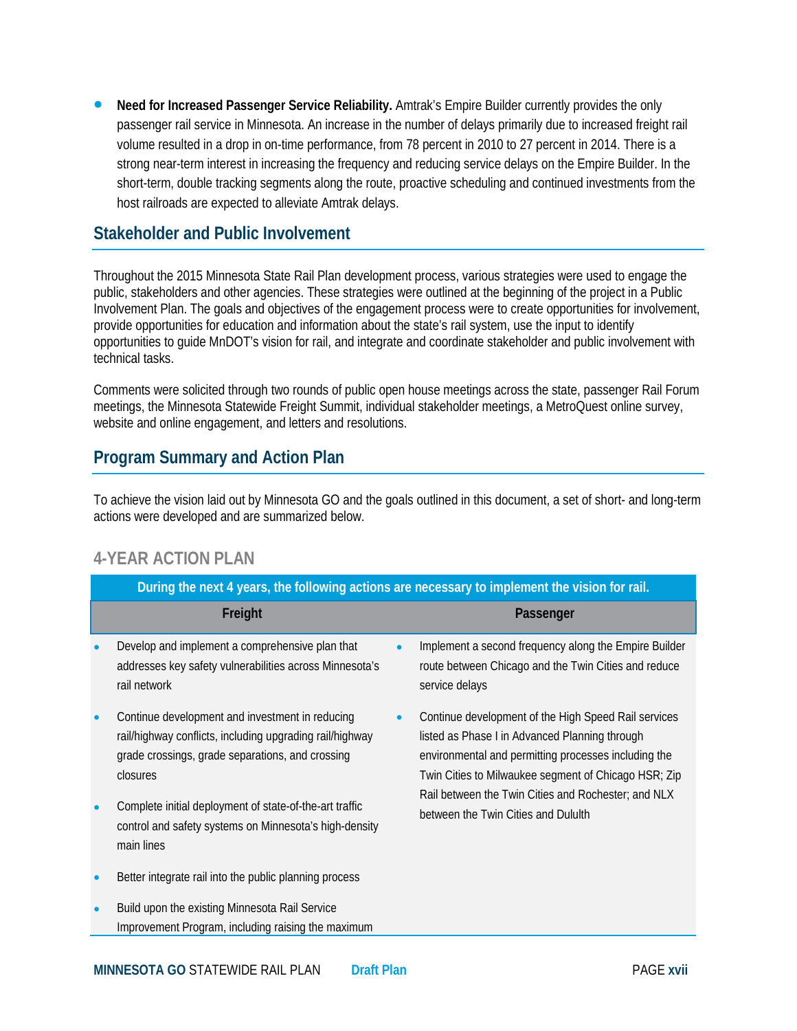- **Need for Increased Passenger Service Reliability.** Amtrak's Empire Builder currently provides the only passenger rail service in Minnesota. An increase in the number of delays primarily due to increased freight rail volume resulted in a drop in on-time performance, from 78 percent in 2010 to 27 percent in 2014. There is a strong near-term interest in increasing the frequency and reducing service delays on the Empire Builder. In the short-term, double tracking segments along the route, proactive scheduling and continued investments from the host railroads are expected to alleviate Amtrak delays.

## Stakeholder and Public Involvement

Throughout the 2015 Minnesota State Rail Plan development process, various strategies were used to engage the public, stakeholders and other agencies. These strategies were outlined at the beginning of the project in a Public Involvement Plan. The goals and objectives of the engagement process were to create opportunities for involvement, provide opportunities for education and information about the state's rail system, use the input to identify opportunities to guide MnDOT's vision for rail, and integrate and coordinate stakeholder and public involvement with technical tasks.

Comments were solicited through two rounds of public open house meetings across the state, passenger Rail Forum meetings, the Minnesota Statewide Freight Summit, individual stakeholder meetings, a MetroQuest online survey, website and online engagement, and letters and resolutions.

## Program Summary and Action Plan

To achieve the vision laid out by Minnesota GO and the goals outlined in this document, a set of short- and long-term actions were developed and are summarized below.

### 4-YEAR ACTION PLAN

| During the next 4 years, the following actions are necessary to implement the vision for rail. | |
|---|---|
| **Freight** | **Passenger** |
| • Develop and implement a comprehensive plan that addresses key safety vulnerabilities across Minnesota's rail network<br>• Continue development and investment in reducing rail/highway conflicts, including upgrading rail/highway grade crossings, grade separations, and crossing closures<br>• Complete initial deployment of state-of-the-art traffic control and safety systems on Minnesota's high-density main lines<br>• Better integrate rail into the public planning process<br>• Build upon the existing Minnesota Rail Service Improvement Program, including raising the maximum | • Implement a second frequency along the Empire Builder route between Chicago and the Twin Cities and reduce service delays<br>• Continue development of the High Speed Rail services listed as Phase I in Advanced Planning through environmental and permitting processes including the Twin Cities to Milwaukee segment of Chicago HSR; Zip Rail between the Twin Cities and Rochester; and NLX between the Twin Cities and Duluth |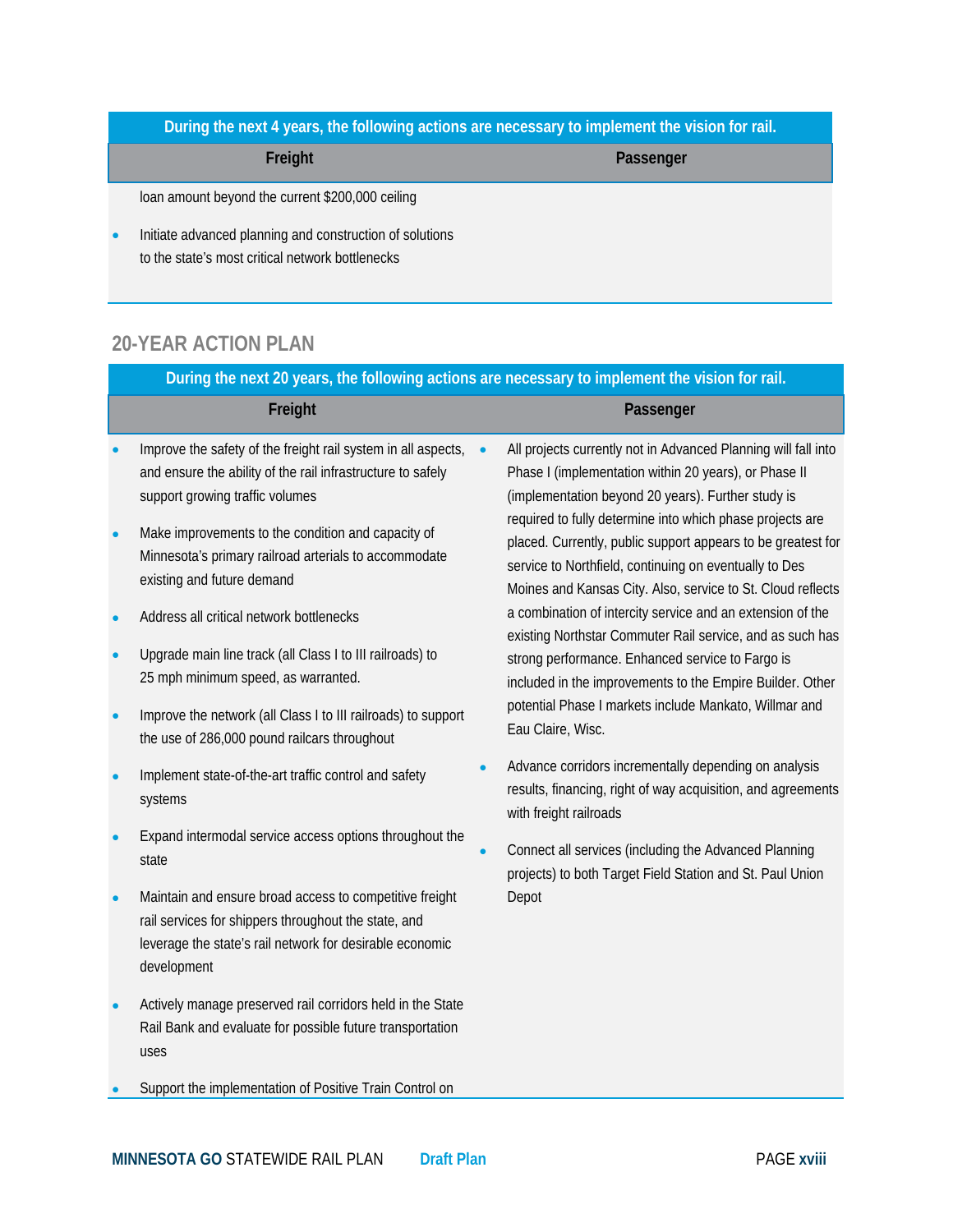| During the next 4 years, the following actions are necessary to implement the vision for rail. | |
|---|---|
| **Freight** | **Passenger** |
| loan amount beyond the current $200,000 ceiling<br>• Initiate advanced planning and construction of solutions to the state's most critical network bottlenecks | |

## 20-YEAR ACTION PLAN

| During the next 20 years, the following actions are necessary to implement the vision for rail. | |
|---|---|
| **Freight** | **Passenger** |
| • Improve the safety of the freight rail system in all aspects, and ensure the ability of the rail infrastructure to safely support growing traffic volumes<br>• Make improvements to the condition and capacity of Minnesota's primary railroad arterials to accommodate existing and future demand<br>• Address all critical network bottlenecks<br>• Upgrade main line track (all Class I to III railroads) to 25 mph minimum speed, as warranted.<br>• Improve the network (all Class I to III railroads) to support the use of 286,000 pound railcars throughout<br>• Implement state-of-the-art traffic control and safety systems<br>• Expand intermodal service access options throughout the state<br>• Maintain and ensure broad access to competitive freight rail services for shippers throughout the state, and leverage the state's rail network for desirable economic development<br>• Actively manage preserved rail corridors held in the State Rail Bank and evaluate for possible future transportation uses<br>• Support the implementation of Positive Train Control on | • All projects currently not in Advanced Planning will fall into Phase I (implementation within 20 years), or Phase II (implementation beyond 20 years). Further study is required to fully determine into which phase projects are placed. Currently, public support appears to be greatest for service to Northfield, continuing on eventually to Des Moines and Kansas City. Also, service to St. Cloud reflects a combination of intercity service and an extension of the existing Northstar Commuter Rail service, and as such has strong performance. Enhanced service to Fargo is included in the improvements to the Empire Builder. Other potential Phase I markets include Mankato, Willmar and Eau Claire, Wisc.<br>• Advance corridors incrementally depending on analysis results, financing, right of way acquisition, and agreements with freight railroads<br>• Connect all services (including the Advanced Planning projects) to both Target Field Station and St. Paul Union Depot |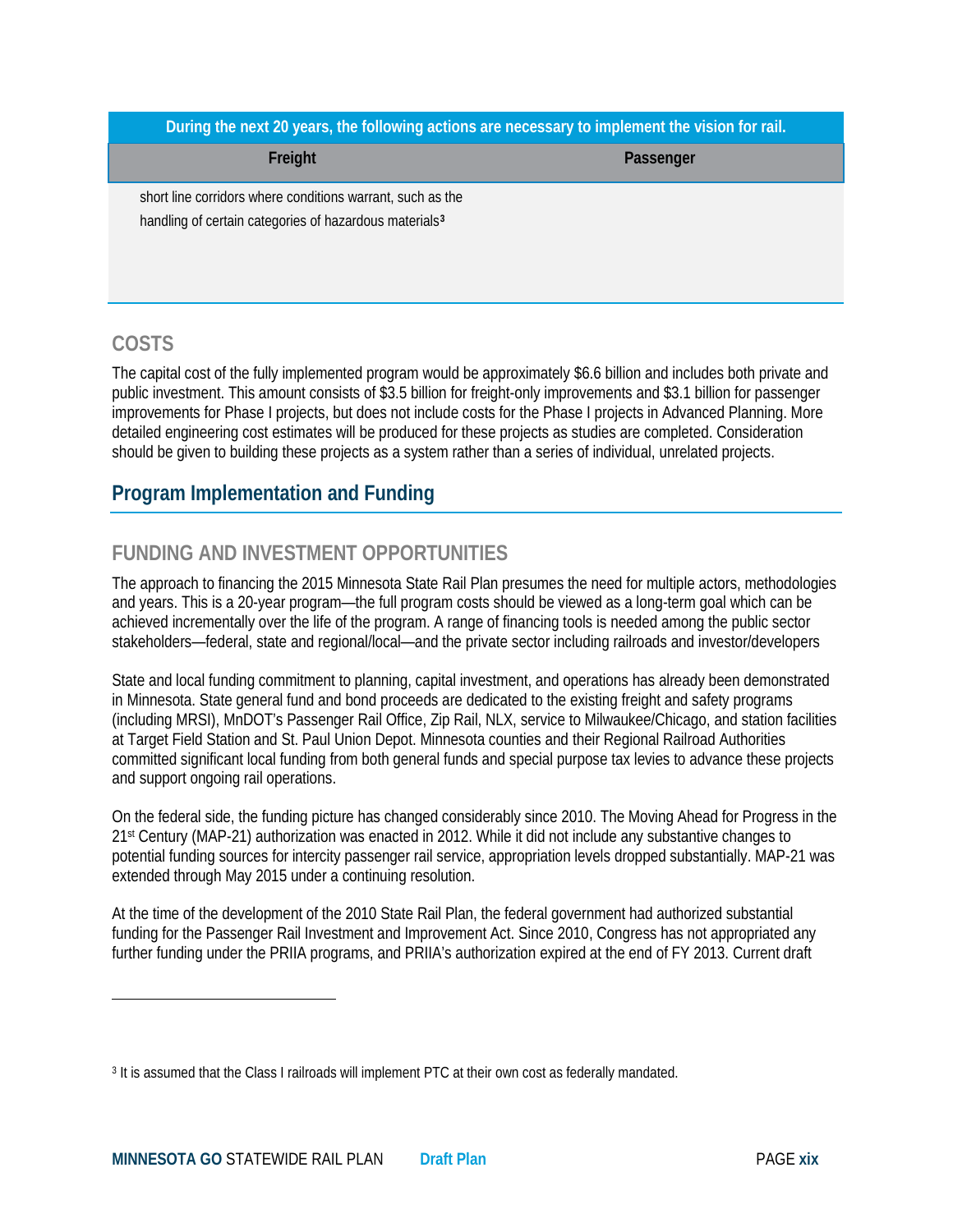| During the next 20 years, the following actions are necessary to implement the vision for rail. | |
|---|---|
| **Freight** | **Passenger** |
| short line corridors where conditions warrant, such as the handling of certain categories of hazardous materials[3] | |

## COSTS

The capital cost of the fully implemented program would be approximately $6.6 billion and includes both private and public investment. This amount consists of $3.5 billion for freight-only improvements and $3.1 billion for passenger improvements for Phase I projects, but does not include costs for the Phase I projects in Advanced Planning. More detailed engineering cost estimates will be produced for these projects as studies are completed. Consideration should be given to building these projects as a system rather than a series of individual, unrelated projects.

# Program Implementation and Funding

## FUNDING AND INVESTMENT OPPORTUNITIES

The approach to financing the 2015 Minnesota State Rail Plan presumes the need for multiple actors, methodologies and years. This is a 20-year program—the full program costs should be viewed as a long-term goal which can be achieved incrementally over the life of the program. A range of financing tools is needed among the public sector stakeholders—federal, state and regional/local—and the private sector including railroads and investor/developers

State and local funding commitment to planning, capital investment, and operations has already been demonstrated in Minnesota. State general fund and bond proceeds are dedicated to the existing freight and safety programs (including MRSI), MnDOT's Passenger Rail Office, Zip Rail, NLX, service to Milwaukee/Chicago, and station facilities at Target Field Station and St. Paul Union Depot. Minnesota counties and their Regional Railroad Authorities committed significant local funding from both general funds and special purpose tax levies to advance these projects and support ongoing rail operations.

On the federal side, the funding picture has changed considerably since 2010. The Moving Ahead for Progress in the 21st Century (MAP-21) authorization was enacted in 2012. While it did not include any substantive changes to potential funding sources for intercity passenger rail service, appropriation levels dropped substantially. MAP-21 was extended through May 2015 under a continuing resolution.

At the time of the development of the 2010 State Rail Plan, the federal government had authorized substantial funding for the Passenger Rail Investment and Improvement Act. Since 2010, Congress has not appropriated any further funding under the PRIIA programs, and PRIIA's authorization expired at the end of FY 2013. Current draft

[3] It is assumed that the Class I railroads will implement PTC at their own cost as federally mandated.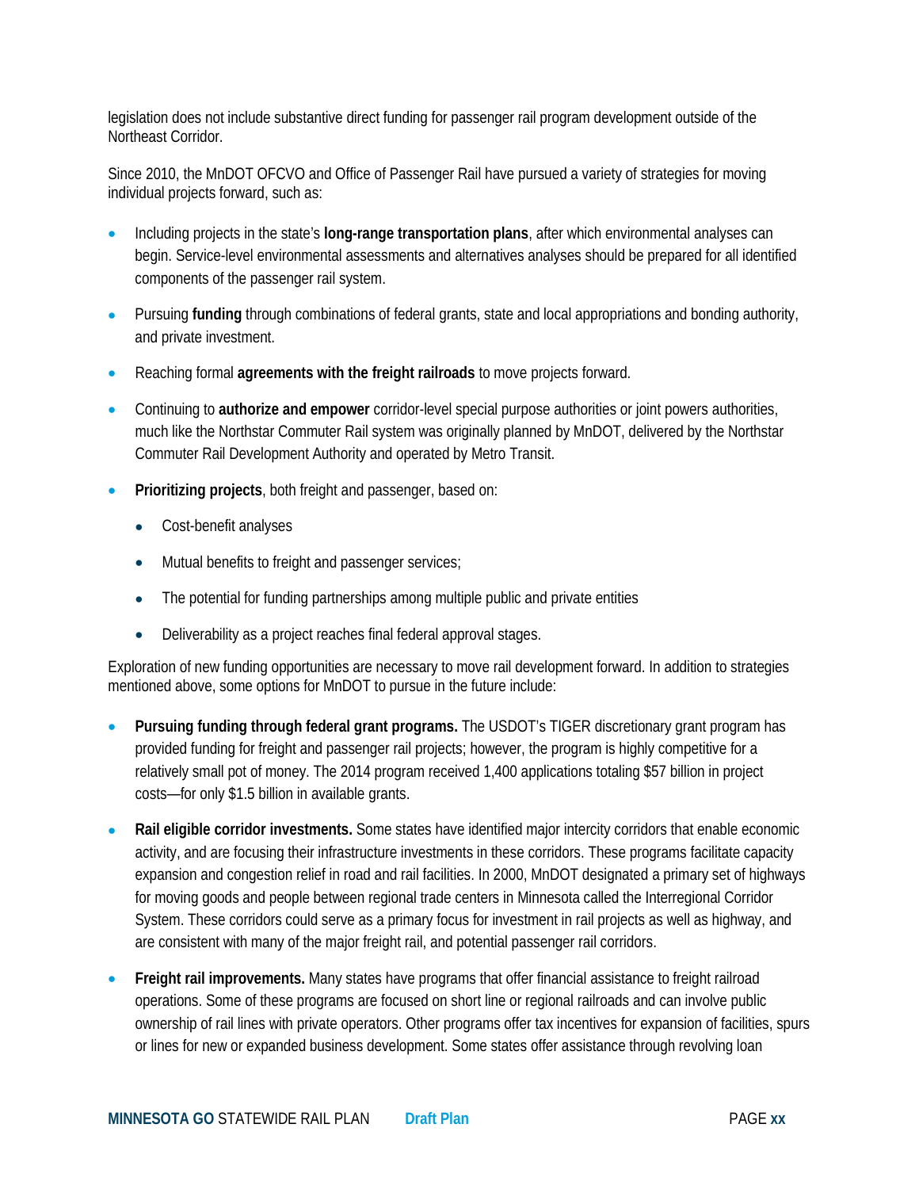legislation does not include substantive direct funding for passenger rail program development outside of the Northeast Corridor.

Since 2010, the MnDOT OFCVO and Office of Passenger Rail have pursued a variety of strategies for moving individual projects forward, such as:

- Including projects in the state's **long-range transportation plans**, after which environmental analyses can begin. Service-level environmental assessments and alternatives analyses should be prepared for all identified components of the passenger rail system.
- Pursuing **funding** through combinations of federal grants, state and local appropriations and bonding authority, and private investment.
- Reaching formal **agreements with the freight railroads** to move projects forward.
- Continuing to **authorize and empower** corridor-level special purpose authorities or joint powers authorities, much like the Northstar Commuter Rail system was originally planned by MnDOT, delivered by the Northstar Commuter Rail Development Authority and operated by Metro Transit.
- **Prioritizing projects**, both freight and passenger, based on:
  - Cost-benefit analyses
  - Mutual benefits to freight and passenger services;
  - The potential for funding partnerships among multiple public and private entities
  - Deliverability as a project reaches final federal approval stages.

Exploration of new funding opportunities are necessary to move rail development forward. In addition to strategies mentioned above, some options for MnDOT to pursue in the future include:

- **Pursuing funding through federal grant programs.** The USDOT's TIGER discretionary grant program has provided funding for freight and passenger rail projects; however, the program is highly competitive for a relatively small pot of money. The 2014 program received 1,400 applications totaling $57 billion in project costs—for only $1.5 billion in available grants.
- **Rail eligible corridor investments.** Some states have identified major intercity corridors that enable economic activity, and are focusing their infrastructure investments in these corridors. These programs facilitate capacity expansion and congestion relief in road and rail facilities. In 2000, MnDOT designated a primary set of highways for moving goods and people between regional trade centers in Minnesota called the Interregional Corridor System. These corridors could serve as a primary focus for investment in rail projects as well as highway, and are consistent with many of the major freight rail, and potential passenger rail corridors.
- **Freight rail improvements.** Many states have programs that offer financial assistance to freight railroad operations. Some of these programs are focused on short line or regional railroads and can involve public ownership of rail lines with private operators. Other programs offer tax incentives for expansion of facilities, spurs or lines for new or expanded business development. Some states offer assistance through revolving loan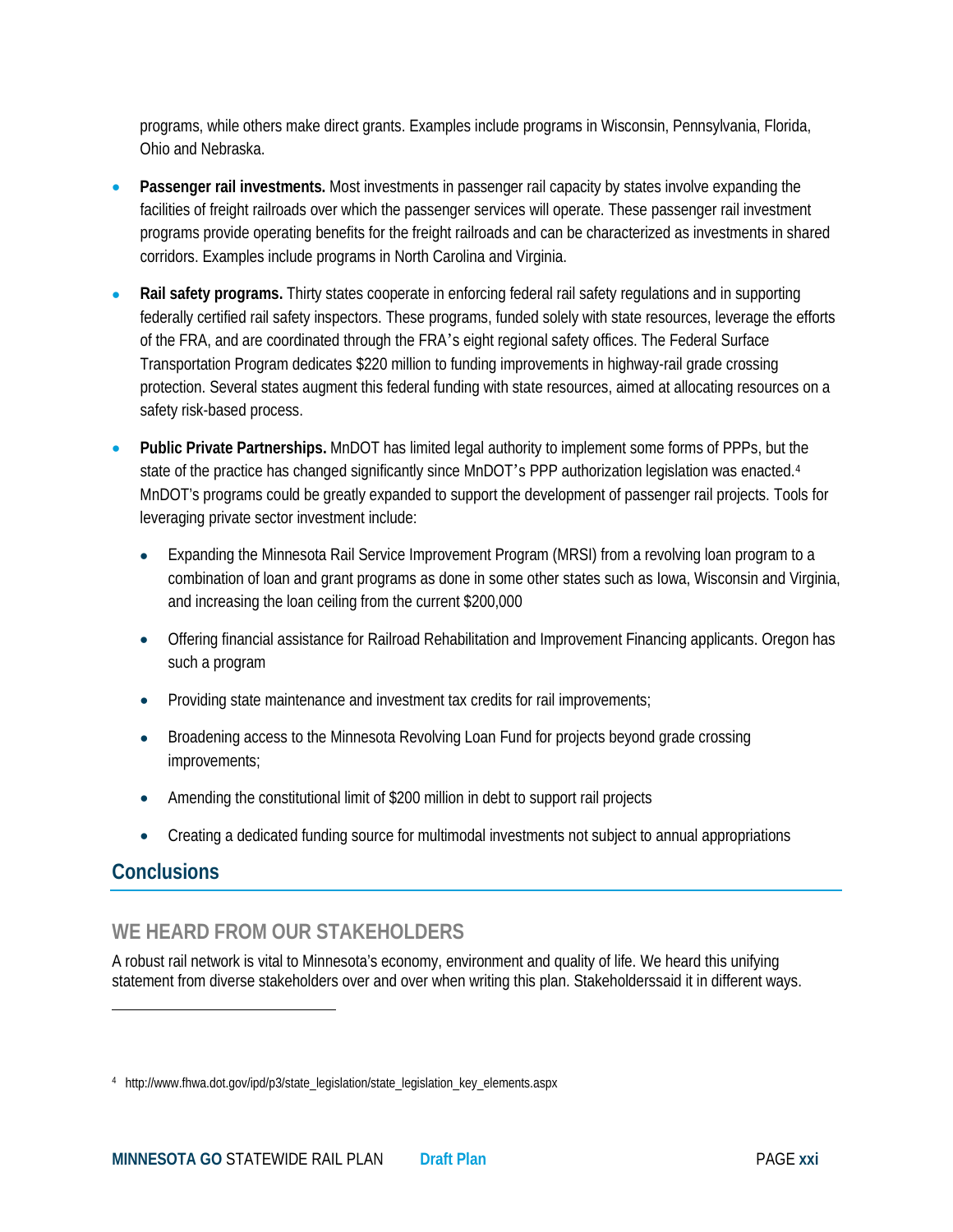programs, while others make direct grants. Examples include programs in Wisconsin, Pennsylvania, Florida, Ohio and Nebraska.

- **Passenger rail investments.** Most investments in passenger rail capacity by states involve expanding the facilities of freight railroads over which the passenger services will operate. These passenger rail investment programs provide operating benefits for the freight railroads and can be characterized as investments in shared corridors. Examples include programs in North Carolina and Virginia.

- **Rail safety programs.** Thirty states cooperate in enforcing federal rail safety regulations and in supporting federally certified rail safety inspectors. These programs, funded solely with state resources, leverage the efforts of the FRA, and are coordinated through the FRA's eight regional safety offices. The Federal Surface Transportation Program dedicates $220 million to funding improvements in highway-rail grade crossing protection. Several states augment this federal funding with state resources, aimed at allocating resources on a safety risk-based process.

- **Public Private Partnerships.** MnDOT has limited legal authority to implement some forms of PPPs, but the state of the practice has changed significantly since MnDOT's PPP authorization legislation was enacted.[4] MnDOT's programs could be greatly expanded to support the development of passenger rail projects. Tools for leveraging private sector investment include:

  - Expanding the Minnesota Rail Service Improvement Program (MRSI) from a revolving loan program to a combination of loan and grant programs as done in some other states such as Iowa, Wisconsin and Virginia, and increasing the loan ceiling from the current $200,000
  - Offering financial assistance for Railroad Rehabilitation and Improvement Financing applicants. Oregon has such a program
  - Providing state maintenance and investment tax credits for rail improvements;
  - Broadening access to the Minnesota Revolving Loan Fund for projects beyond grade crossing improvements;
  - Amending the constitutional limit of $200 million in debt to support rail projects
  - Creating a dedicated funding source for multimodal investments not subject to annual appropriations

## Conclusions

### WE HEARD FROM OUR STAKEHOLDERS

A robust rail network is vital to Minnesota's economy, environment and quality of life. We heard this unifying statement from diverse stakeholders over and over when writing this plan. Stakeholderssaid it in different ways.

---

[4] http://www.fhwa.dot.gov/ipd/p3/state_legislation/state_legislation_key_elements.aspx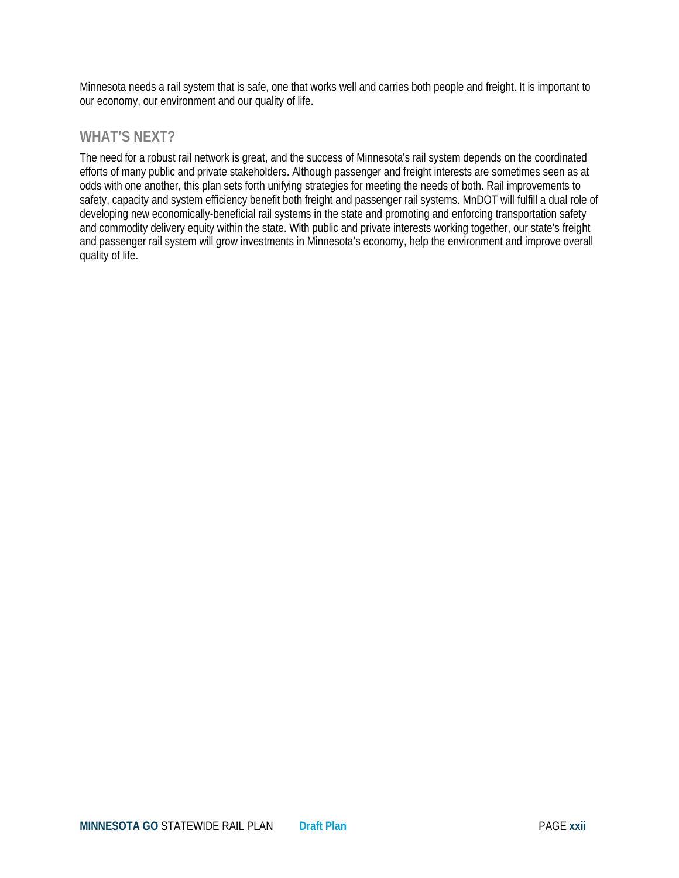Minnesota needs a rail system that is safe, one that works well and carries both people and freight. It is important to our economy, our environment and our quality of life.

## WHAT'S NEXT?

The need for a robust rail network is great, and the success of Minnesota's rail system depends on the coordinated efforts of many public and private stakeholders. Although passenger and freight interests are sometimes seen as at odds with one another, this plan sets forth unifying strategies for meeting the needs of both. Rail improvements to safety, capacity and system efficiency benefit both freight and passenger rail systems. MnDOT will fulfill a dual role of developing new economically-beneficial rail systems in the state and promoting and enforcing transportation safety and commodity delivery equity within the state. With public and private interests working together, our state's freight and passenger rail system will grow investments in Minnesota's economy, help the environment and improve overall quality of life.